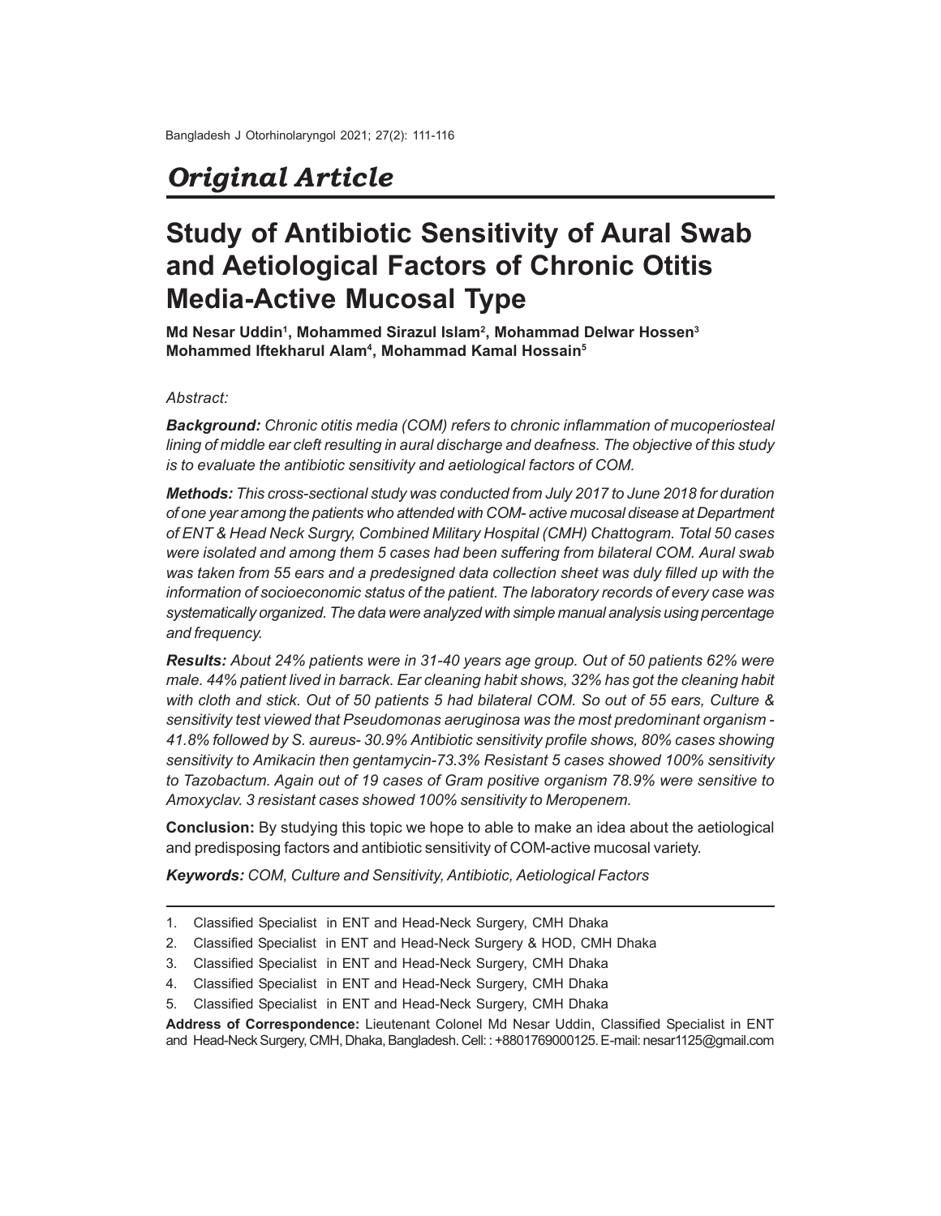# Original Article

# Study of Antibiotic Sensitivity of Aural Swab and Aetiological Factors of Chronic Otitis Media-Active Mucosal Type

**Md Nesar Uddin[1], Mohammed Sirazul Islam[2], Mohammad Delwar Hossen[3] Mohammed Iftekharul Alam[4], Mohammad Kamal Hossain[5]**

*Abstract:*

***Background:*** *Chronic otitis media (COM) refers to chronic inflammation of mucoperiosteal lining of middle ear cleft resulting in aural discharge and deafness. The objective of this study is to evaluate the antibiotic sensitivity and aetiological factors of COM.*

***Methods:*** *This cross-sectional study was conducted from July 2017 to June 2018 for duration of one year among the patients who attended with COM- active mucosal disease at Department of ENT & Head Neck Surgry, Combined Military Hospital (CMH) Chattogram. Total 50 cases were isolated and among them 5 cases had been suffering from bilateral COM. Aural swab was taken from 55 ears and a predesigned data collection sheet was duly filled up with the information of socioeconomic status of the patient. The laboratory records of every case was systematically organized. The data were analyzed with simple manual analysis using percentage and frequency.*

***Results:*** *About 24% patients were in 31-40 years age group. Out of 50 patients 62% were male. 44% patient lived in barrack. Ear cleaning habit shows, 32% has got the cleaning habit with cloth and stick. Out of 50 patients 5 had bilateral COM. So out of 55 ears, Culture & sensitivity test viewed that Pseudomonas aeruginosa was the most predominant organism - 41.8% followed by S. aureus- 30.9% Antibiotic sensitivity profile shows, 80% cases showing sensitivity to Amikacin then gentamycin-73.3% Resistant 5 cases showed 100% sensitivity to Tazobactum. Again out of 19 cases of Gram positive organism 78.9% were sensitive to Amoxyclav. 3 resistant cases showed 100% sensitivity to Meropenem.*

**Conclusion:** By studying this topic we hope to able to make an idea about the aetiological and predisposing factors and antibiotic sensitivity of COM-active mucosal variety.

***Keywords:*** *COM, Culture and Sensitivity, Antibiotic, Aetiological Factors*

---

1. Classified Specialist in ENT and Head-Neck Surgery, CMH Dhaka
2. Classified Specialist in ENT and Head-Neck Surgery & HOD, CMH Dhaka
3. Classified Specialist in ENT and Head-Neck Surgery, CMH Dhaka
4. Classified Specialist in ENT and Head-Neck Surgery, CMH Dhaka
5. Classified Specialist in ENT and Head-Neck Surgery, CMH Dhaka

**Address of Correspondence:** Lieutenant Colonel Md Nesar Uddin, Classified Specialist in ENT and Head-Neck Surgery, CMH, Dhaka, Bangladesh. Cell: : +8801769000125. E-mail: nesar1125@gmail.com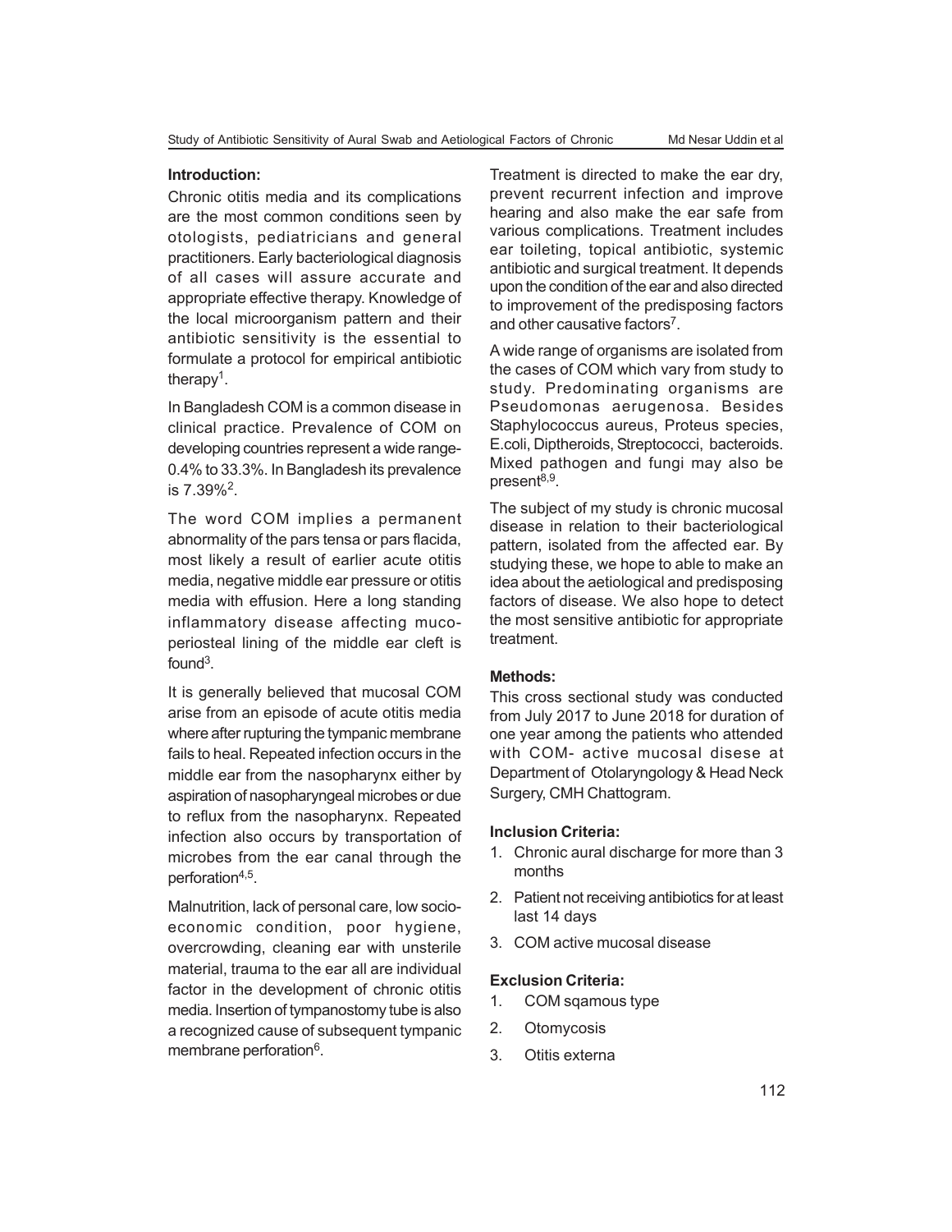## Introduction:

Chronic otitis media and its complications are the most common conditions seen by otologists, pediatricians and general practitioners. Early bacteriological diagnosis of all cases will assure accurate and appropriate effective therapy. Knowledge of the local microorganism pattern and their antibiotic sensitivity is the essential to formulate a protocol for empirical antibiotic therapy[1].

In Bangladesh COM is a common disease in clinical practice. Prevalence of COM on developing countries represent a wide range- 0.4% to 33.3%. In Bangladesh its prevalence is 7.39%[2].

The word COM implies a permanent abnormality of the pars tensa or pars flacida, most likely a result of earlier acute otitis media, negative middle ear pressure or otitis media with effusion. Here a long standing inflammatory disease affecting muco-periosteal lining of the middle ear cleft is found[3].

It is generally believed that mucosal COM arise from an episode of acute otitis media where after rupturing the tympanic membrane fails to heal. Repeated infection occurs in the middle ear from the nasopharynx either by aspiration of nasopharyngeal microbes or due to reflux from the nasopharynx. Repeated infection also occurs by transportation of microbes from the ear canal through the perforation[4,5].

Malnutrition, lack of personal care, low socio-economic condition, poor hygiene, overcrowding, cleaning ear with unsterile material, trauma to the ear all are individual factor in the development of chronic otitis media. Insertion of tympanostomy tube is also a recognized cause of subsequent tympanic membrane perforation[6].

Treatment is directed to make the ear dry, prevent recurrent infection and improve hearing and also make the ear safe from various complications. Treatment includes ear toileting, topical antibiotic, systemic antibiotic and surgical treatment. It depends upon the condition of the ear and also directed to improvement of the predisposing factors and other causative factors[7].

A wide range of organisms are isolated from the cases of COM which vary from study to study. Predominating organisms are Pseudomonas aerugenosa. Besides Staphylococcus aureus, Proteus species, E.coli, Diptheroids, Streptococci, bacteroids. Mixed pathogen and fungi may also be present[8,9].

The subject of my study is chronic mucosal disease in relation to their bacteriological pattern, isolated from the affected ear. By studying these, we hope to able to make an idea about the aetiological and predisposing factors of disease. We also hope to detect the most sensitive antibiotic for appropriate treatment.

## Methods:

This cross sectional study was conducted from July 2017 to June 2018 for duration of one year among the patients who attended with COM- active mucosal disese at Department of Otolaryngology & Head Neck Surgery, CMH Chattogram.

### Inclusion Criteria:

1. Chronic aural discharge for more than 3 months
2. Patient not receiving antibiotics for at least last 14 days
3. COM active mucosal disease

### Exclusion Criteria:

1. COM sqamous type
2. Otomycosis
3. Otitis externa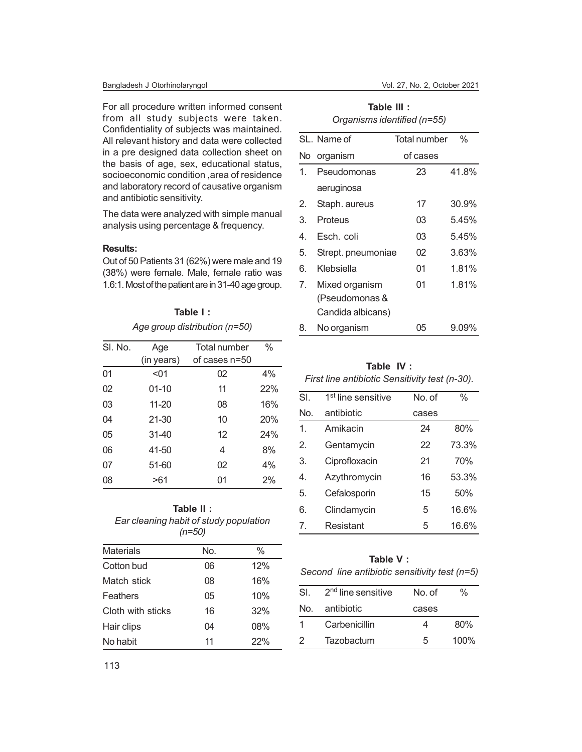For all procedure written informed consent from all study subjects were taken. Confidentiality of subjects was maintained. All relevant history and data were collected in a pre designed data collection sheet on the basis of age, sex, educational status, socioeconomic condition ,area of residence and laboratory record of causative organism and antibiotic sensitivity.

The data were analyzed with simple manual analysis using percentage & frequency.

**Results:**

Out of 50 Patients 31 (62%) were male and 19 (38%) were female. Male, female ratio was 1.6:1. Most of the patient are in 31-40 age group.

**Table I :**

*Age group distribution (n=50)*

| Sl. No. | Age (in years) | Total number of cases n=50 | % |
|---|---|---|---|
| 01 | <01 | 02 | 4% |
| 02 | 01-10 | 11 | 22% |
| 03 | 11-20 | 08 | 16% |
| 04 | 21-30 | 10 | 20% |
| 05 | 31-40 | 12 | 24% |
| 06 | 41-50 | 4 | 8% |
| 07 | 51-60 | 02 | 4% |
| 08 | >61 | 01 | 2% |

**Table II :**

*Ear cleaning habit of study population (n=50)*

| Materials | No. | % |
|---|---|---|
| Cotton bud | 06 | 12% |
| Match stick | 08 | 16% |
| Feathers | 05 | 10% |
| Cloth with sticks | 16 | 32% |
| Hair clips | 04 | 08% |
| No habit | 11 | 22% |

**Table III :**

*Organisms identified (n=55)*

| SL. No | Name of organism | Total number of cases | % |
|---|---|---|---|
| 1. | Pseudomonas aeruginosa | 23 | 41.8% |
| 2. | Staph. aureus | 17 | 30.9% |
| 3. | Proteus | 03 | 5.45% |
| 4. | Esch. coli | 03 | 5.45% |
| 5. | Strept. pneumoniae | 02 | 3.63% |
| 6. | Klebsiella | 01 | 1.81% |
| 7. | Mixed organism (Pseudomonas & Candida albicans) | 01 | 1.81% |
| 8. | No organism | 05 | 9.09% |

**Table IV :**

*First line antibiotic Sensitivity test (n-30).*

| Sl. No. | 1st line sensitive antibiotic | No. of cases | % |
|---|---|---|---|
| 1. | Amikacin | 24 | 80% |
| 2. | Gentamycin | 22 | 73.3% |
| 3. | Ciprofloxacin | 21 | 70% |
| 4. | Azythromycin | 16 | 53.3% |
| 5. | Cefalosporin | 15 | 50% |
| 6. | Clindamycin | 5 | 16.6% |
| 7. | Resistant | 5 | 16.6% |

**Table V :**

*Second line antibiotic sensitivity test (n=5)*

| Sl. No. | 2nd line sensitive antibiotic | No. of cases | % |
|---|---|---|---|
| 1 | Carbenicillin | 4 | 80% |
| 2 | Tazobactum | 5 | 100% |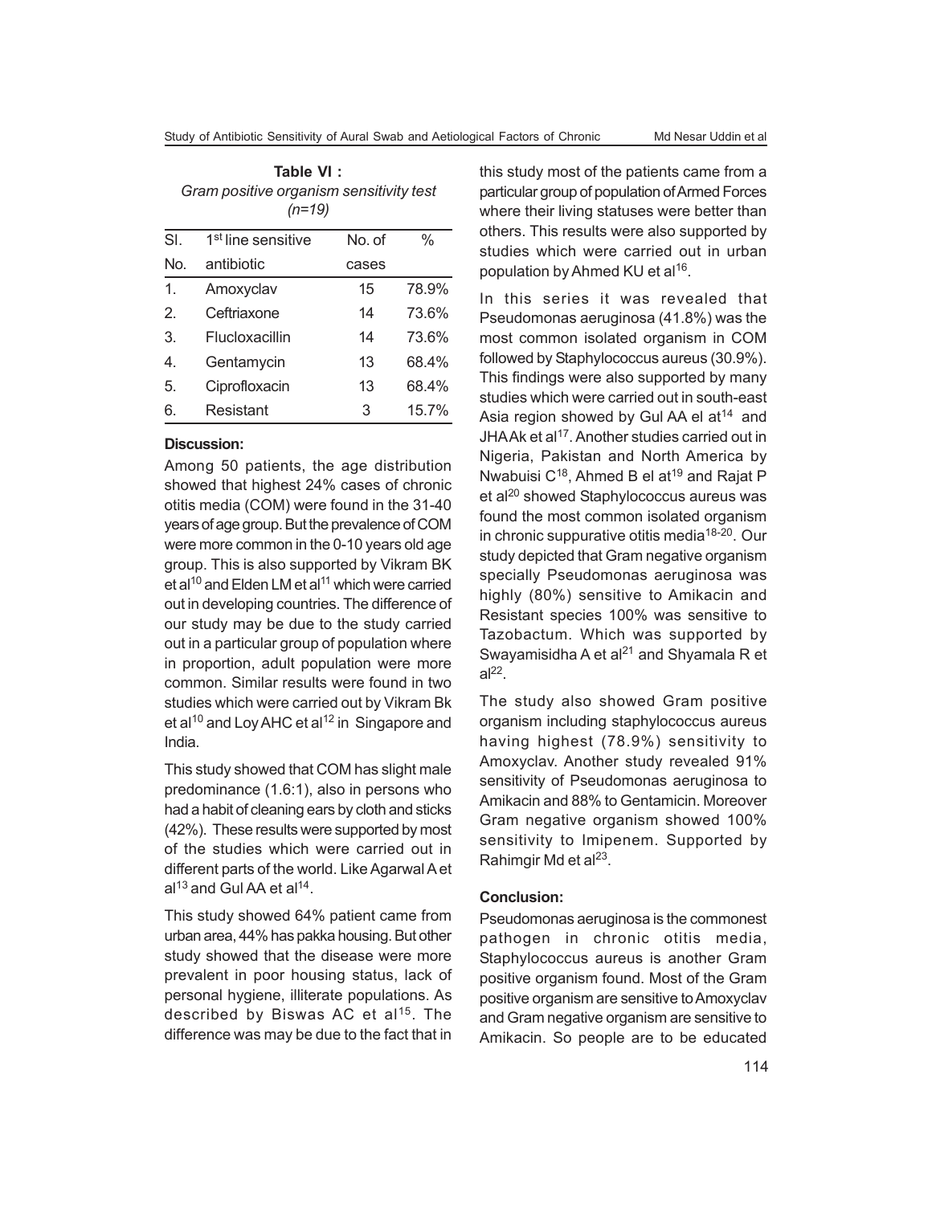**Table VI :**
*Gram positive organism sensitivity test (n=19)*

| Sl. No. | 1st line sensitive antibiotic | No. of cases | % |
|---|---|---|---|
| 1. | Amoxyclav | 15 | 78.9% |
| 2. | Ceftriaxone | 14 | 73.6% |
| 3. | Flucloxacillin | 14 | 73.6% |
| 4. | Gentamycin | 13 | 68.4% |
| 5. | Ciprofloxacin | 13 | 68.4% |
| 6. | Resistant | 3 | 15.7% |

### Discussion:

Among 50 patients, the age distribution showed that highest 24% cases of chronic otitis media (COM) were found in the 31-40 years of age group. But the prevalence of COM were more common in the 0-10 years old age group. This is also supported by Vikram BK et al[10] and Elden LM et al[11] which were carried out in developing countries. The difference of our study may be due to the study carried out in a particular group of population where in proportion, adult population were more common. Similar results were found in two studies which were carried out by Vikram Bk et al[10] and Loy AHC et al[12] in Singapore and India.

This study showed that COM has slight male predominance (1.6:1), also in persons who had a habit of cleaning ears by cloth and sticks (42%). These results were supported by most of the studies which were carried out in different parts of the world. Like Agarwal A et al[13] and Gul AA et al[14].

This study showed 64% patient came from urban area, 44% has pakka housing. But other study showed that the disease were more prevalent in poor housing status, lack of personal hygiene, illiterate populations. As described by Biswas AC et al[15]. The difference was may be due to the fact that in this study most of the patients came from a particular group of population of Armed Forces where their living statuses were better than others. This results were also supported by studies which were carried out in urban population by Ahmed KU et al[16].

In this series it was revealed that Pseudomonas aeruginosa (41.8%) was the most common isolated organism in COM followed by Staphylococcus aureus (30.9%). This findings were also supported by many studies which were carried out in south-east Asia region showed by Gul AA el at[14] and JHA Ak et al[17]. Another studies carried out in Nigeria, Pakistan and North America by Nwabuisi C[18], Ahmed B el at[19] and Rajat P et al[20] showed Staphylococcus aureus was found the most common isolated organism in chronic suppurative otitis media[18-20]. Our study depicted that Gram negative organism specially Pseudomonas aeruginosa was highly (80%) sensitive to Amikacin and Resistant species 100% was sensitive to Tazobactum. Which was supported by Swayamisidha A et al[21] and Shyamala R et al[22].

The study also showed Gram positive organism including staphylococcus aureus having highest (78.9%) sensitivity to Amoxyclav. Another study revealed 91% sensitivity of Pseudomonas aeruginosa to Amikacin and 88% to Gentamicin. Moreover Gram negative organism showed 100% sensitivity to Imipenem. Supported by Rahimgir Md et al[23].

### Conclusion:

Pseudomonas aeruginosa is the commonest pathogen in chronic otitis media, Staphylococcus aureus is another Gram positive organism found. Most of the Gram positive organism are sensitive to Amoxyclav and Gram negative organism are sensitive to Amikacin. So people are to be educated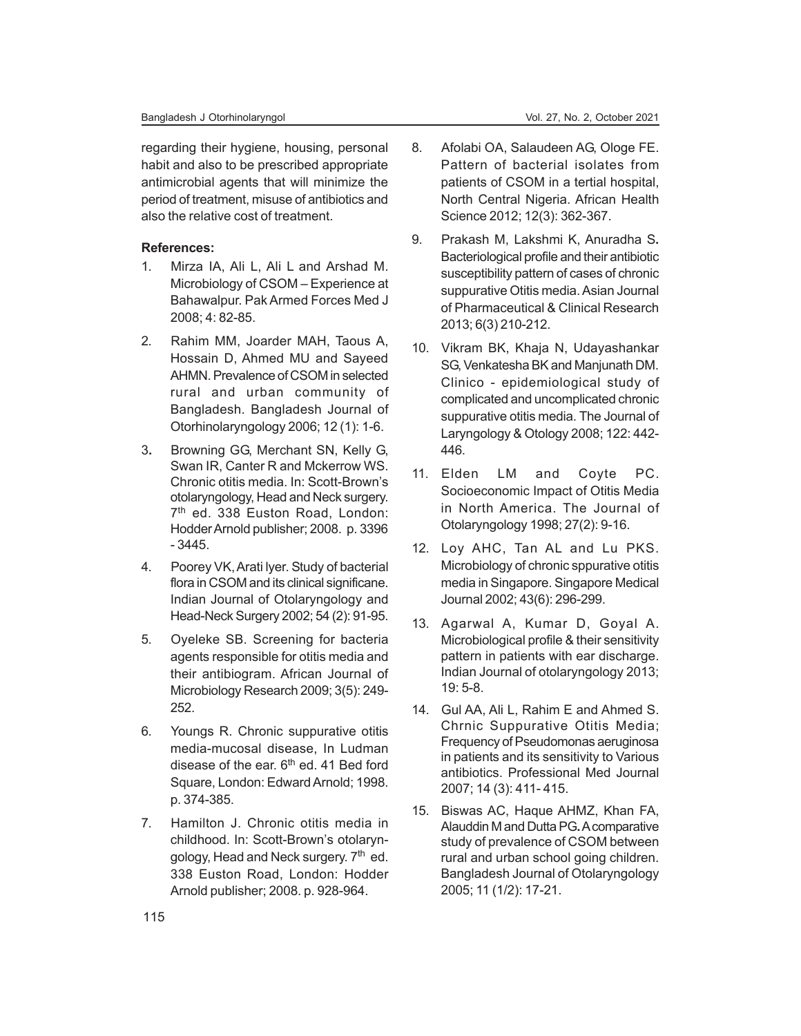regarding their hygiene, housing, personal habit and also to be prescribed appropriate antimicrobial agents that will minimize the period of treatment, misuse of antibiotics and also the relative cost of treatment.

**References:**

1. Mirza IA, Ali L, Ali L and Arshad M. Microbiology of CSOM – Experience at Bahawalpur. Pak Armed Forces Med J 2008; 4: 82-85.
2. Rahim MM, Joarder MAH, Taous A, Hossain D, Ahmed MU and Sayeed AHMN. Prevalence of CSOM in selected rural and urban community of Bangladesh. Bangladesh Journal of Otorhinolaryngology 2006; 12 (1): 1-6.
3. Browning GG, Merchant SN, Kelly G, Swan IR, Canter R and Mckerrow WS. Chronic otitis media. In: Scott-Brown's otolaryngology, Head and Neck surgery. 7th ed. 338 Euston Road, London: Hodder Arnold publisher; 2008. p. 3396 - 3445.
4. Poorey VK, Arati Iyer. Study of bacterial flora in CSOM and its clinical significane. Indian Journal of Otolaryngology and Head-Neck Surgery 2002; 54 (2): 91-95.
5. Oyeleke SB. Screening for bacteria agents responsible for otitis media and their antibiogram. African Journal of Microbiology Research 2009; 3(5): 249-252.
6. Youngs R. Chronic suppurative otitis media-mucosal disease, In Ludman disease of the ear. 6th ed. 41 Bed ford Square, London: Edward Arnold; 1998. p. 374-385.
7. Hamilton J. Chronic otitis media in childhood. In: Scott-Brown's otolaryngology, Head and Neck surgery. 7th ed. 338 Euston Road, London: Hodder Arnold publisher; 2008. p. 928-964.
8. Afolabi OA, Salaudeen AG, Ologe FE. Pattern of bacterial isolates from patients of CSOM in a tertial hospital, North Central Nigeria. African Health Science 2012; 12(3): 362-367.
9. Prakash M, Lakshmi K, Anuradha S. Bacteriological profile and their antibiotic susceptibility pattern of cases of chronic suppurative Otitis media. Asian Journal of Pharmaceutical & Clinical Research 2013; 6(3) 210-212.
10. Vikram BK, Khaja N, Udayashankar SG, Venkatesha BK and Manjunath DM. Clinico - epidemiological study of complicated and uncomplicated chronic suppurative otitis media. The Journal of Laryngology & Otology 2008; 122: 442-446.
11. Elden LM and Coyte PC. Socioeconomic Impact of Otitis Media in North America. The Journal of Otolaryngology 1998; 27(2): 9-16.
12. Loy AHC, Tan AL and Lu PKS. Microbiology of chronic sppurative otitis media in Singapore. Singapore Medical Journal 2002; 43(6): 296-299.
13. Agarwal A, Kumar D, Goyal A. Microbiological profile & their sensitivity pattern in patients with ear discharge. Indian Journal of otolaryngology 2013; 19: 5-8.
14. Gul AA, Ali L, Rahim E and Ahmed S. Chrnic Suppurative Otitis Media; Frequency of Pseudomonas aeruginosa in patients and its sensitivity to Various antibiotics. Professional Med Journal 2007; 14 (3): 411- 415.
15. Biswas AC, Haque AHMZ, Khan FA, Alauddin M and Dutta PG. A comparative study of prevalence of CSOM between rural and urban school going children. Bangladesh Journal of Otolaryngology 2005; 11 (1/2): 17-21.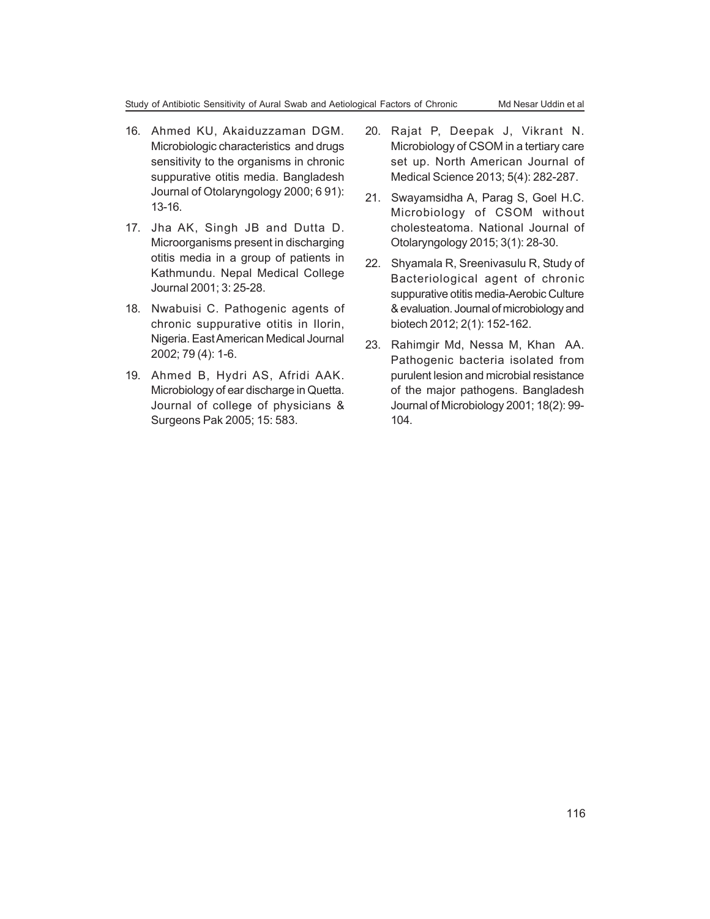16. Ahmed KU, Akaiduzzaman DGM. Microbiologic characteristics and drugs sensitivity to the organisms in chronic suppurative otitis media. Bangladesh Journal of Otolaryngology 2000; 6 91): 13-16.
17. Jha AK, Singh JB and Dutta D. Microorganisms present in discharging otitis media in a group of patients in Kathmundu. Nepal Medical College Journal 2001; 3: 25-28.
18. Nwabuisi C. Pathogenic agents of chronic suppurative otitis in Ilorin, Nigeria. East American Medical Journal 2002; 79 (4): 1-6.
19. Ahmed B, Hydri AS, Afridi AAK. Microbiology of ear discharge in Quetta. Journal of college of physicians & Surgeons Pak 2005; 15: 583.
20. Rajat P, Deepak J, Vikrant N. Microbiology of CSOM in a tertiary care set up. North American Journal of Medical Science 2013; 5(4): 282-287.
21. Swayamsidha A, Parag S, Goel H.C. Microbiology of CSOM without cholesteatoma. National Journal of Otolaryngology 2015; 3(1): 28-30.
22. Shyamala R, Sreenivasulu R, Study of Bacteriological agent of chronic suppurative otitis media-Aerobic Culture & evaluation. Journal of microbiology and biotech 2012; 2(1): 152-162.
23. Rahimgir Md, Nessa M, Khan AA. Pathogenic bacteria isolated from purulent lesion and microbial resistance of the major pathogens. Bangladesh Journal of Microbiology 2001; 18(2): 99-104.